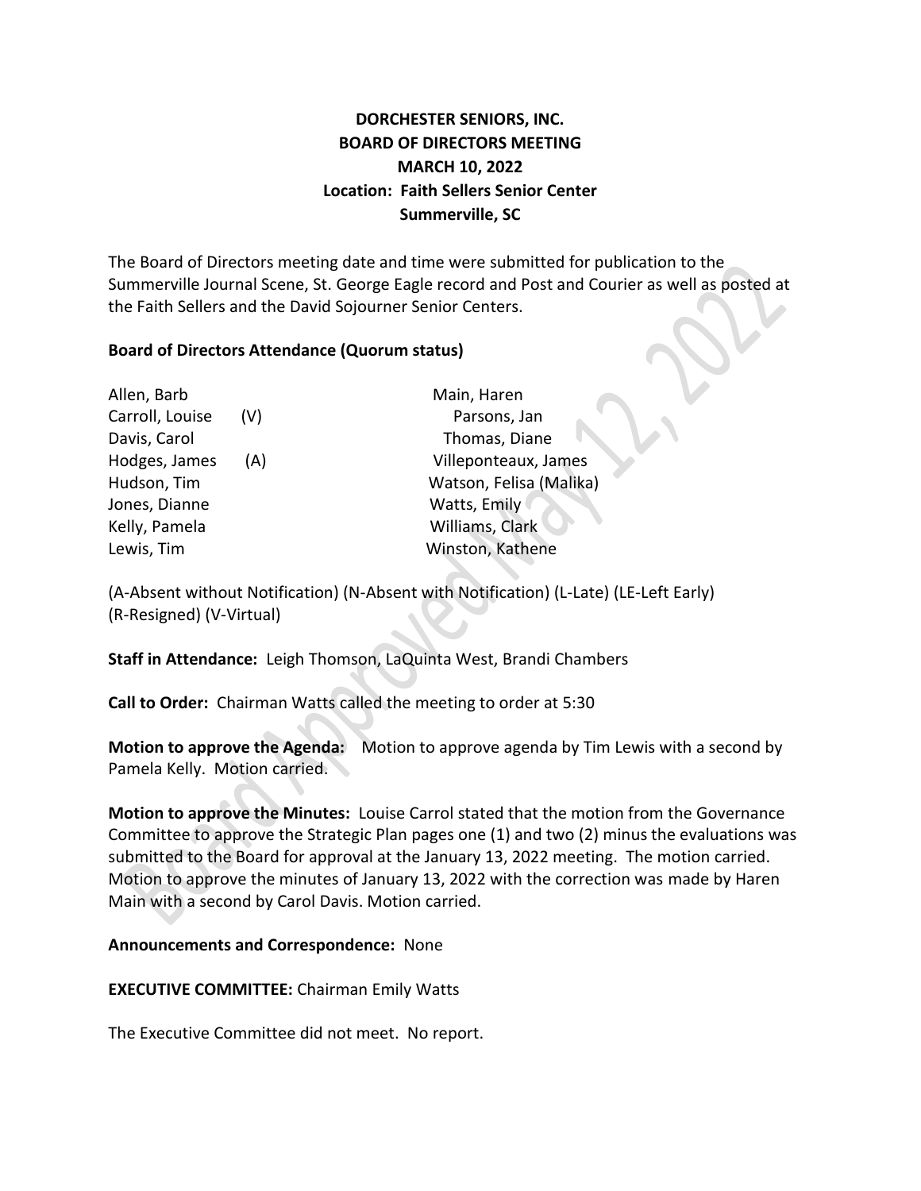**DORCHESTER SENIORS, INC.**
**BOARD OF DIRECTORS MEETING**
**MARCH 10, 2022**
**Location: Faith Sellers Senior Center**
**Summerville, SC**

The Board of Directors meeting date and time were submitted for publication to the Summerville Journal Scene, St. George Eagle record and Post and Courier as well as posted at the Faith Sellers and the David Sojourner Senior Centers.

**Board of Directors Attendance (Quorum status)**

| | | |
|---|---|---|
| Allen, Barb | | Main, Haren |
| Carroll, Louise | (V) | Parsons, Jan |
| Davis, Carol | | Thomas, Diane |
| Hodges, James | (A) | Villeponteaux, James |
| Hudson, Tim | | Watson, Felisa (Malika) |
| Jones, Dianne | | Watts, Emily |
| Kelly, Pamela | | Williams, Clark |
| Lewis, Tim | | Winston, Kathene |

(A-Absent without Notification) (N-Absent with Notification) (L-Late) (LE-Left Early) (R-Resigned) (V-Virtual)

**Staff in Attendance:** Leigh Thomson, LaQuinta West, Brandi Chambers

**Call to Order:** Chairman Watts called the meeting to order at 5:30

**Motion to approve the Agenda:** Motion to approve agenda by Tim Lewis with a second by Pamela Kelly. Motion carried.

**Motion to approve the Minutes:** Louise Carrol stated that the motion from the Governance Committee to approve the Strategic Plan pages one (1) and two (2) minus the evaluations was submitted to the Board for approval at the January 13, 2022 meeting. The motion carried. Motion to approve the minutes of January 13, 2022 with the correction was made by Haren Main with a second by Carol Davis. Motion carried.

**Announcements and Correspondence:** None

**EXECUTIVE COMMITTEE:** Chairman Emily Watts

The Executive Committee did not meet. No report.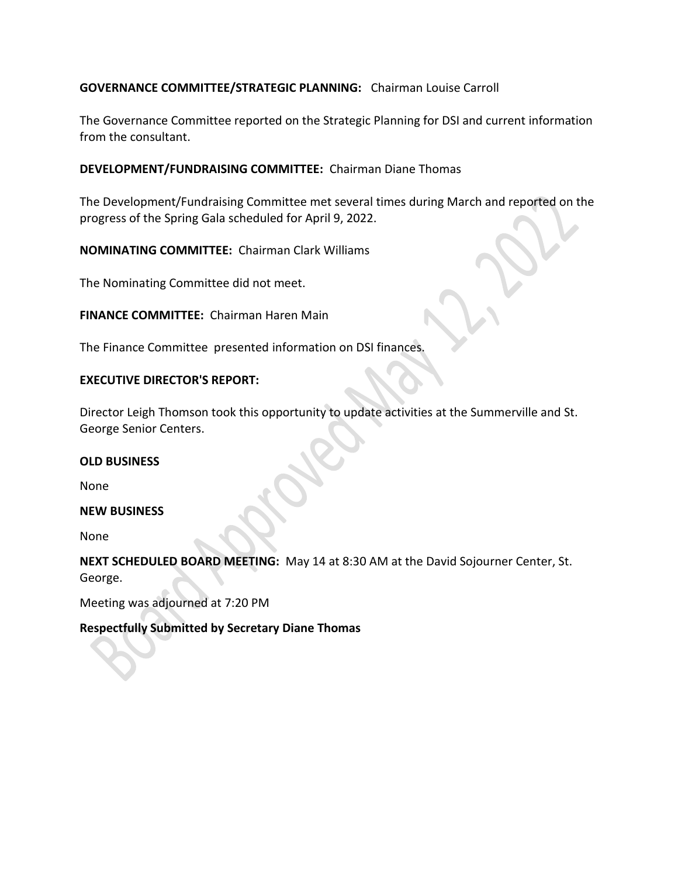**GOVERNANCE COMMITTEE/STRATEGIC PLANNING:** Chairman Louise Carroll

The Governance Committee reported on the Strategic Planning for DSI and current information from the consultant.

**DEVELOPMENT/FUNDRAISING COMMITTEE:** Chairman Diane Thomas

The Development/Fundraising Committee met several times during March and reported on the progress of the Spring Gala scheduled for April 9, 2022.

**NOMINATING COMMITTEE:** Chairman Clark Williams

The Nominating Committee did not meet.

**FINANCE COMMITTEE:** Chairman Haren Main

The Finance Committee presented information on DSI finances.

**EXECUTIVE DIRECTOR'S REPORT:**

Director Leigh Thomson took this opportunity to update activities at the Summerville and St. George Senior Centers.

**OLD BUSINESS**

None

**NEW BUSINESS**

None

**NEXT SCHEDULED BOARD MEETING:** May 14 at 8:30 AM at the David Sojourner Center, St. George.

Meeting was adjourned at 7:20 PM

**Respectfully Submitted by Secretary Diane Thomas**

Board Approved May 12, 2022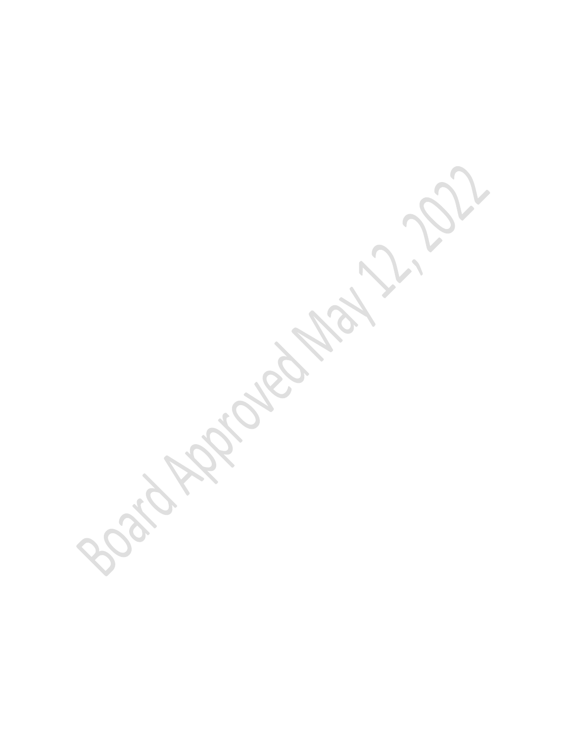Board Approved May 12, 2022